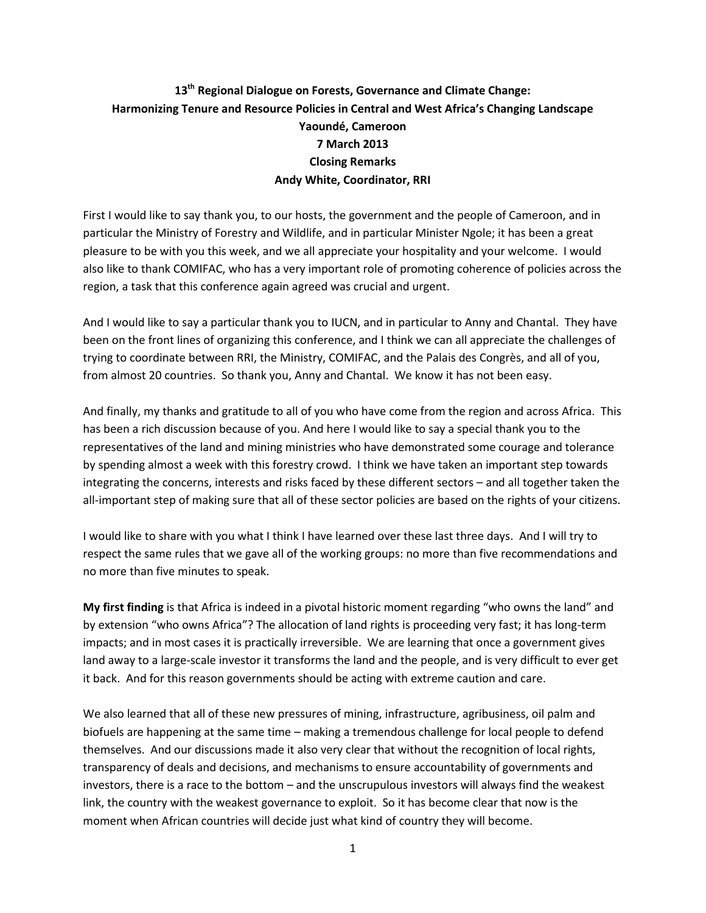# 13th Regional Dialogue on Forests, Governance and Climate Change: Harmonizing Tenure and Resource Policies in Central and West Africa's Changing Landscape

**Yaoundé, Cameroon**
**7 March 2013**
**Closing Remarks**
**Andy White, Coordinator, RRI**

First I would like to say thank you, to our hosts, the government and the people of Cameroon, and in particular the Ministry of Forestry and Wildlife, and in particular Minister Ngole; it has been a great pleasure to be with you this week, and we all appreciate your hospitality and your welcome. I would also like to thank COMIFAC, who has a very important role of promoting coherence of policies across the region, a task that this conference again agreed was crucial and urgent.

And I would like to say a particular thank you to IUCN, and in particular to Anny and Chantal. They have been on the front lines of organizing this conference, and I think we can all appreciate the challenges of trying to coordinate between RRI, the Ministry, COMIFAC, and the Palais des Congrès, and all of you, from almost 20 countries. So thank you, Anny and Chantal. We know it has not been easy.

And finally, my thanks and gratitude to all of you who have come from the region and across Africa. This has been a rich discussion because of you. And here I would like to say a special thank you to the representatives of the land and mining ministries who have demonstrated some courage and tolerance by spending almost a week with this forestry crowd. I think we have taken an important step towards integrating the concerns, interests and risks faced by these different sectors – and all together taken the all-important step of making sure that all of these sector policies are based on the rights of your citizens.

I would like to share with you what I think I have learned over these last three days. And I will try to respect the same rules that we gave all of the working groups: no more than five recommendations and no more than five minutes to speak.

**My first finding** is that Africa is indeed in a pivotal historic moment regarding "who owns the land" and by extension "who owns Africa"? The allocation of land rights is proceeding very fast; it has long-term impacts; and in most cases it is practically irreversible. We are learning that once a government gives land away to a large-scale investor it transforms the land and the people, and is very difficult to ever get it back. And for this reason governments should be acting with extreme caution and care.

We also learned that all of these new pressures of mining, infrastructure, agribusiness, oil palm and biofuels are happening at the same time – making a tremendous challenge for local people to defend themselves. And our discussions made it also very clear that without the recognition of local rights, transparency of deals and decisions, and mechanisms to ensure accountability of governments and investors, there is a race to the bottom – and the unscrupulous investors will always find the weakest link, the country with the weakest governance to exploit. So it has become clear that now is the moment when African countries will decide just what kind of country they will become.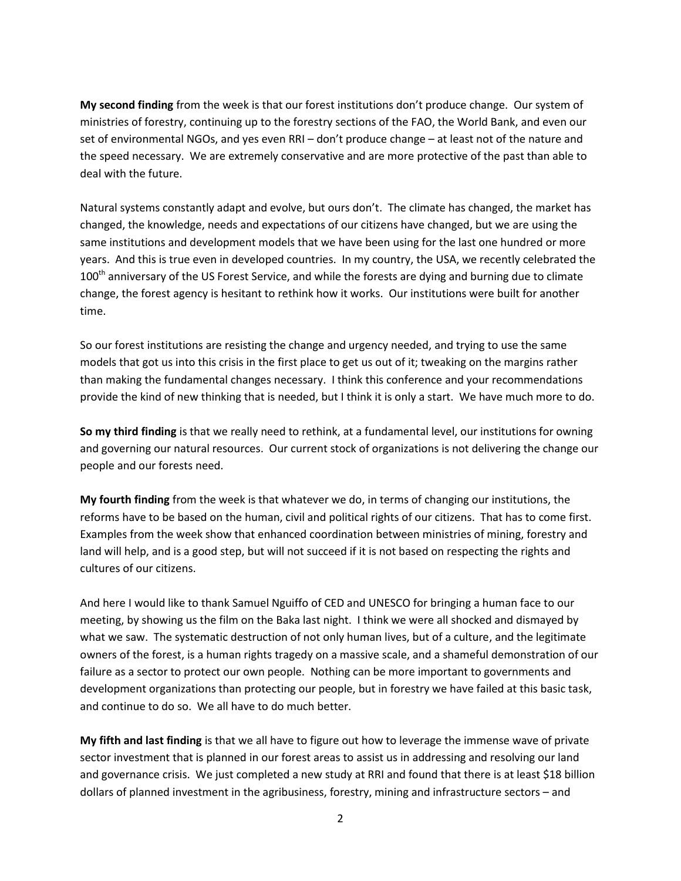**My second finding** from the week is that our forest institutions don't produce change. Our system of ministries of forestry, continuing up to the forestry sections of the FAO, the World Bank, and even our set of environmental NGOs, and yes even RRI – don't produce change – at least not of the nature and the speed necessary. We are extremely conservative and are more protective of the past than able to deal with the future.

Natural systems constantly adapt and evolve, but ours don't. The climate has changed, the market has changed, the knowledge, needs and expectations of our citizens have changed, but we are using the same institutions and development models that we have been using for the last one hundred or more years. And this is true even in developed countries. In my country, the USA, we recently celebrated the 100th anniversary of the US Forest Service, and while the forests are dying and burning due to climate change, the forest agency is hesitant to rethink how it works. Our institutions were built for another time.

So our forest institutions are resisting the change and urgency needed, and trying to use the same models that got us into this crisis in the first place to get us out of it; tweaking on the margins rather than making the fundamental changes necessary. I think this conference and your recommendations provide the kind of new thinking that is needed, but I think it is only a start. We have much more to do.

**So my third finding** is that we really need to rethink, at a fundamental level, our institutions for owning and governing our natural resources. Our current stock of organizations is not delivering the change our people and our forests need.

**My fourth finding** from the week is that whatever we do, in terms of changing our institutions, the reforms have to be based on the human, civil and political rights of our citizens. That has to come first. Examples from the week show that enhanced coordination between ministries of mining, forestry and land will help, and is a good step, but will not succeed if it is not based on respecting the rights and cultures of our citizens.

And here I would like to thank Samuel Nguiffo of CED and UNESCO for bringing a human face to our meeting, by showing us the film on the Baka last night. I think we were all shocked and dismayed by what we saw. The systematic destruction of not only human lives, but of a culture, and the legitimate owners of the forest, is a human rights tragedy on a massive scale, and a shameful demonstration of our failure as a sector to protect our own people. Nothing can be more important to governments and development organizations than protecting our people, but in forestry we have failed at this basic task, and continue to do so. We all have to do much better.

**My fifth and last finding** is that we all have to figure out how to leverage the immense wave of private sector investment that is planned in our forest areas to assist us in addressing and resolving our land and governance crisis. We just completed a new study at RRI and found that there is at least $18 billion dollars of planned investment in the agribusiness, forestry, mining and infrastructure sectors – and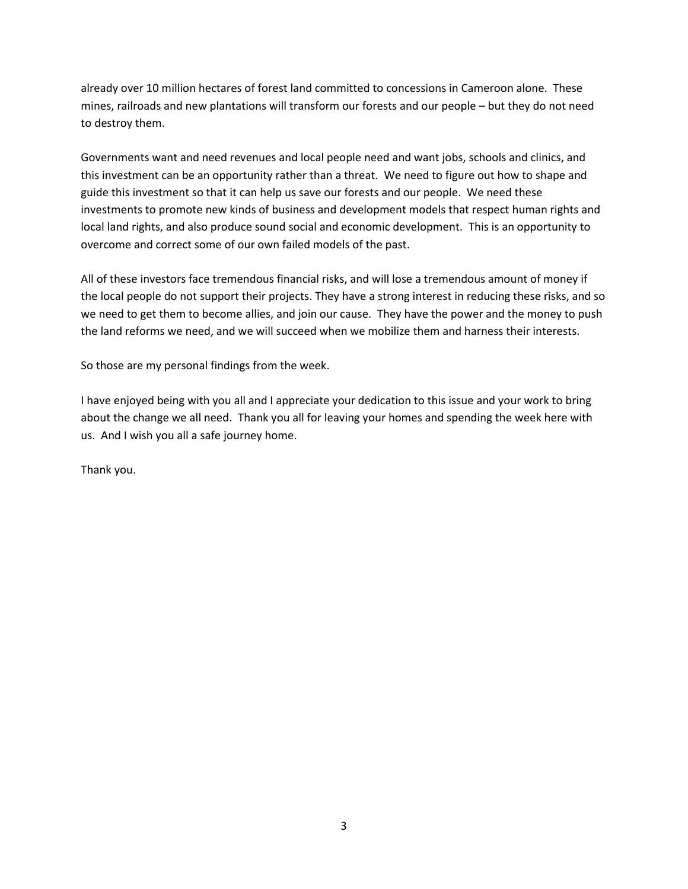already over 10 million hectares of forest land committed to concessions in Cameroon alone. These mines, railroads and new plantations will transform our forests and our people – but they do not need to destroy them.

Governments want and need revenues and local people need and want jobs, schools and clinics, and this investment can be an opportunity rather than a threat. We need to figure out how to shape and guide this investment so that it can help us save our forests and our people. We need these investments to promote new kinds of business and development models that respect human rights and local land rights, and also produce sound social and economic development. This is an opportunity to overcome and correct some of our own failed models of the past.

All of these investors face tremendous financial risks, and will lose a tremendous amount of money if the local people do not support their projects. They have a strong interest in reducing these risks, and so we need to get them to become allies, and join our cause. They have the power and the money to push the land reforms we need, and we will succeed when we mobilize them and harness their interests.

So those are my personal findings from the week.

I have enjoyed being with you all and I appreciate your dedication to this issue and your work to bring about the change we all need. Thank you all for leaving your homes and spending the week here with us. And I wish you all a safe journey home.

Thank you.